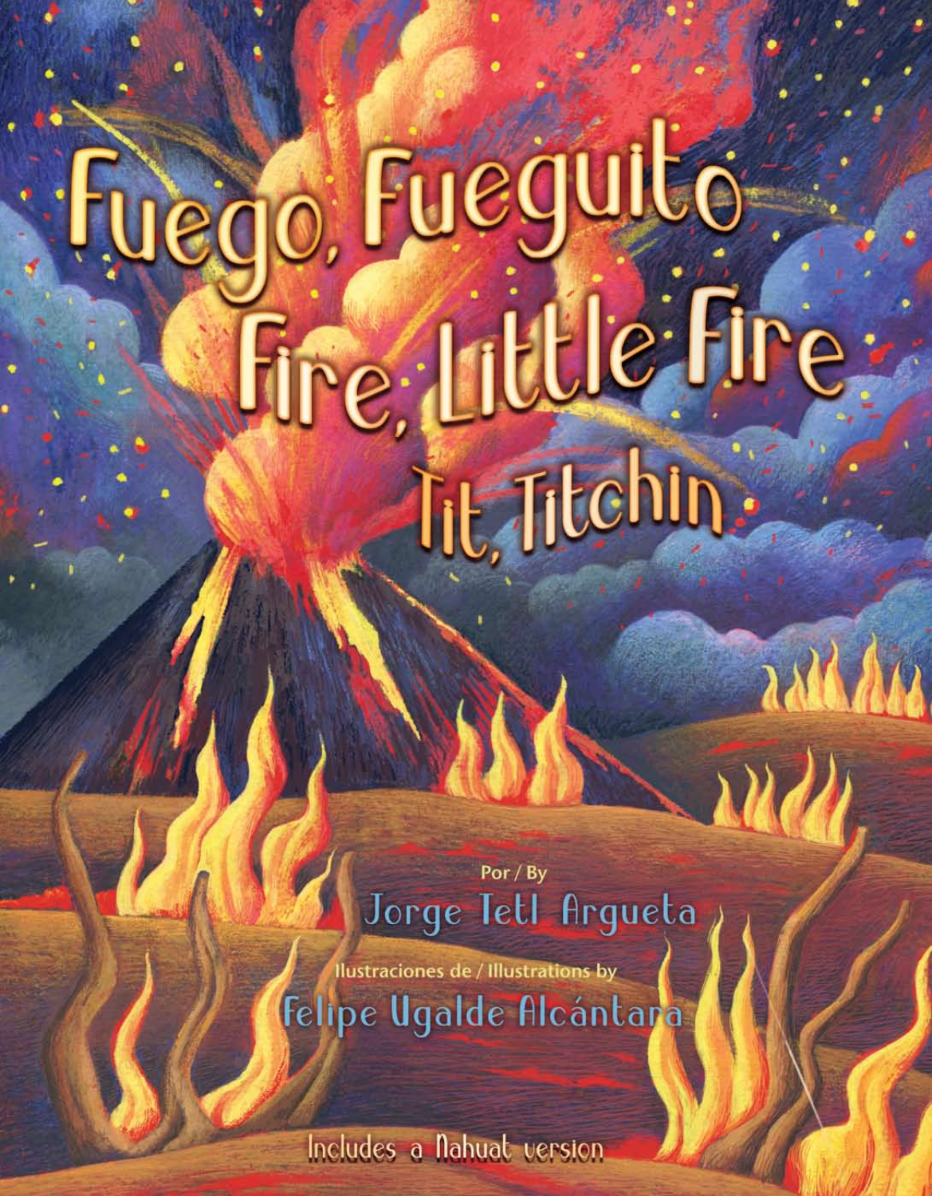# Fuego, Fueguito
# Fire, Little Fire
## Tit, Titchin

Por / By

Jorge Tetl Argueta

Ilustraciones de / Illustrations by

Felipe Ugalde Alcántara

Includes a Nahuat version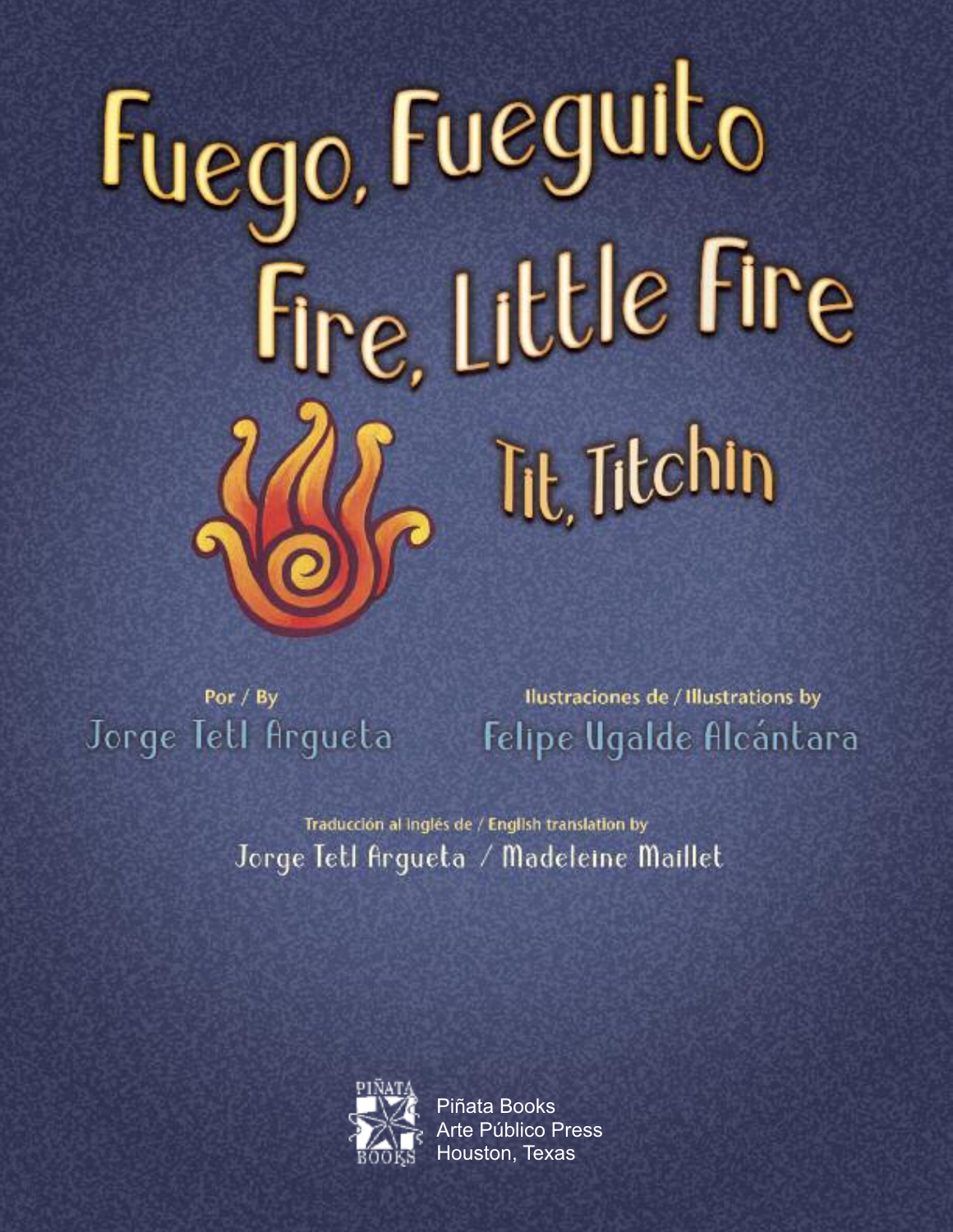# Fuego, Fueguito
# Fire, Little Fire
## Tit, Titchin

Por / By
Jorge Tetl Argueta

Ilustraciones de / Illustrations by
Felipe Ugalde Alcántara

Traducción al inglés de / English translation by
Jorge Tetl Argueta / Madeleine Maillet

Piñata Books
Arte Público Press
Houston, Texas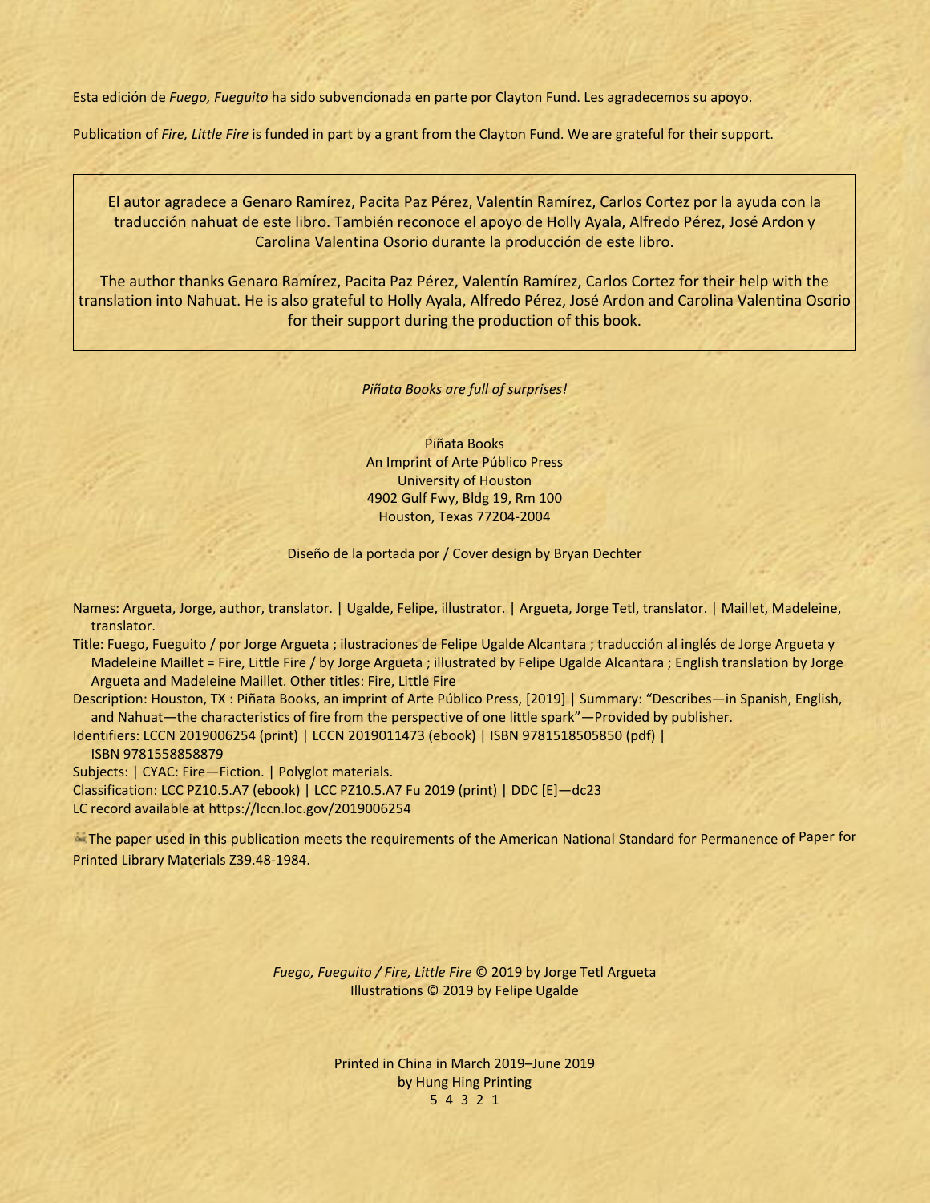Esta edición de *Fuego, Fueguito* ha sido subvencionada en parte por Clayton Fund. Les agradecemos su apoyo.

Publication of *Fire, Little Fire* is funded in part by a grant from the Clayton Fund. We are grateful for their support.

El autor agradece a Genaro Ramírez, Pacita Paz Pérez, Valentín Ramírez, Carlos Cortez por la ayuda con la traducción nahuat de este libro. También reconoce el apoyo de Holly Ayala, Alfredo Pérez, José Ardon y Carolina Valentina Osorio durante la producción de este libro.

The author thanks Genaro Ramírez, Pacita Paz Pérez, Valentín Ramírez, Carlos Cortez for their help with the translation into Nahuat. He is also grateful to Holly Ayala, Alfredo Pérez, José Ardon and Carolina Valentina Osorio for their support during the production of this book.

*Piñata Books are full of surprises!*

Piñata Books
An Imprint of Arte Público Press
University of Houston
4902 Gulf Fwy, Bldg 19, Rm 100
Houston, Texas 77204-2004

Diseño de la portada por / Cover design by Bryan Dechter

Names: Argueta, Jorge, author, translator. | Ugalde, Felipe, illustrator. | Argueta, Jorge Tetl, translator. | Maillet, Madeleine, translator.
Title: Fuego, Fueguito / por Jorge Argueta ; ilustraciones de Felipe Ugalde Alcantara ; traducción al inglés de Jorge Argueta y Madeleine Maillet = Fire, Little Fire / by Jorge Argueta ; illustrated by Felipe Ugalde Alcantara ; English translation by Jorge Argueta and Madeleine Maillet. Other titles: Fire, Little Fire
Description: Houston, TX : Piñata Books, an imprint of Arte Público Press, [2019] | Summary: "Describes—in Spanish, English, and Nahuat—the characteristics of fire from the perspective of one little spark"—Provided by publisher.
Identifiers: LCCN 2019006254 (print) | LCCN 2019011473 (ebook) | ISBN 9781518505850 (pdf) | ISBN 9781558858879
Subjects: | CYAC: Fire—Fiction. | Polyglot materials.
Classification: LCC PZ10.5.A7 (ebook) | LCC PZ10.5.A7 Fu 2019 (print) | DDC [E]—dc23
LC record available at https://lccn.loc.gov/2019006254

The paper used in this publication meets the requirements of the American National Standard for Permanence of Paper for Printed Library Materials Z39.48-1984.

*Fuego, Fueguito / Fire, Little Fire* © 2019 by Jorge Tetl Argueta
Illustrations © 2019 by Felipe Ugalde

Printed in China in March 2019–June 2019
by Hung Hing Printing
5 4 3 2 1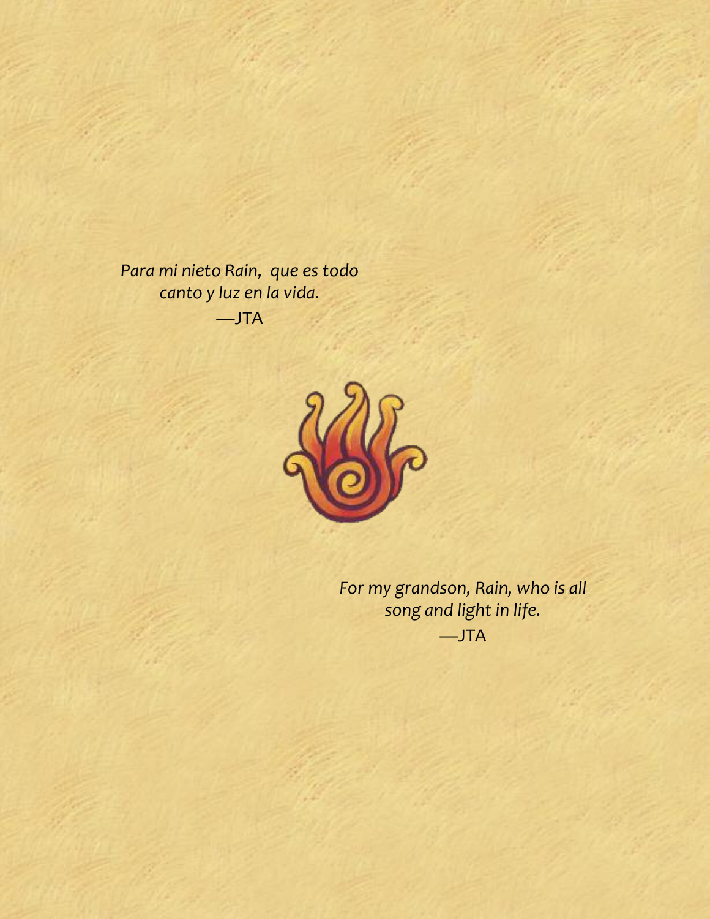*Para mi nieto Rain, que es todo canto y luz en la vida.*

—JTA

*For my grandson, Rain, who is all song and light in life.*

—JTA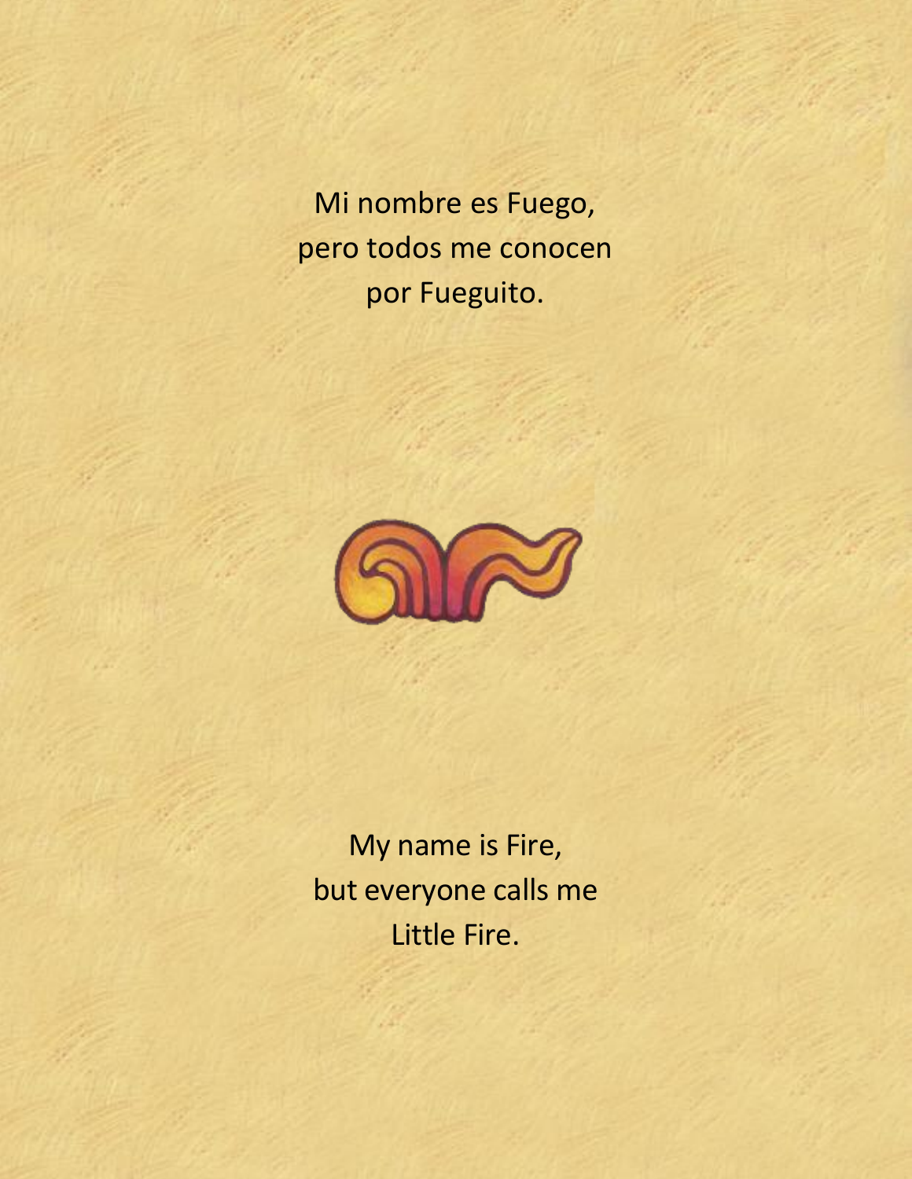Mi nombre es Fuego,
pero todos me conocen
por Fueguito.

My name is Fire,
but everyone calls me
Little Fire.